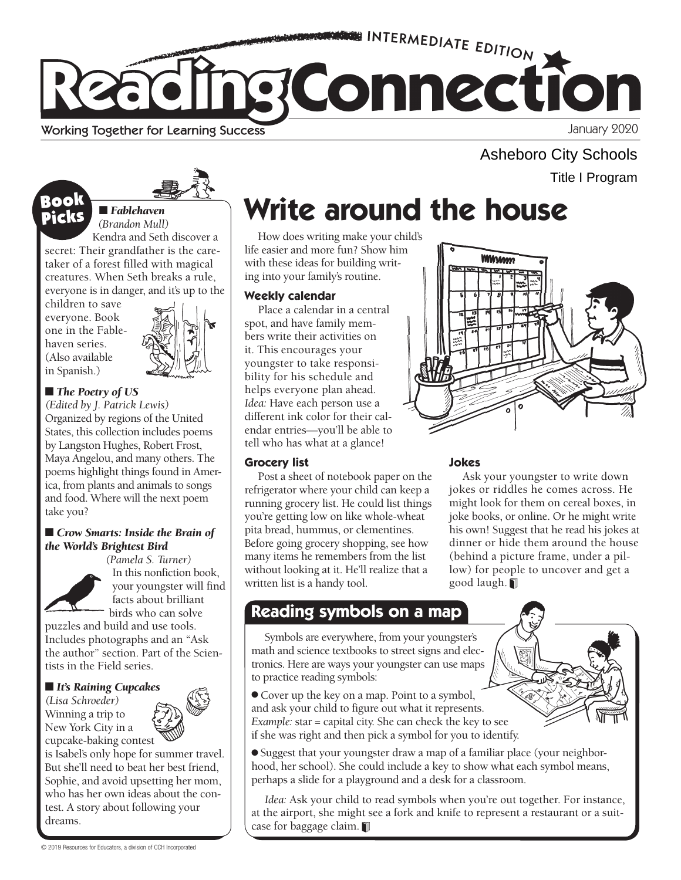# Reading Connection

INTERMEDIATE EDITION

Working Together for Learning Success

January 2020

Asheboro City Schools

Title I Program

## Book Picks

■ ***Fablehaven***
*(Brandon Mull)*
Kendra and Seth discover a secret: Their grandfather is the caretaker of a forest filled with magical creatures. When Seth breaks a rule, everyone is in danger, and it's up to the children to save everyone. Book one in the Fablehaven series. (Also available in Spanish.)

■ ***The Poetry of US***
*(Edited by J. Patrick Lewis)*
Organized by regions of the United States, this collection includes poems by Langston Hughes, Robert Frost, Maya Angelou, and many others. The poems highlight things found in America, from plants and animals to songs and food. Where will the next poem take you?

■ ***Crow Smarts: Inside the Brain of the World's Brightest Bird***
*(Pamela S. Turner)*
In this nonfiction book, your youngster will find facts about brilliant birds who can solve puzzles and build and use tools. Includes photographs and an "Ask the author" section. Part of the Scientists in the Field series.

■ ***It's Raining Cupcakes***
*(Lisa Schroeder)*
Winning a trip to New York City in a cupcake-baking contest is Isabel's only hope for summer travel. But she'll need to beat her best friend, Sophie, and avoid upsetting her mom, who has her own ideas about the contest. A story about following your dreams.

## Write around the house

How does writing make your child's life easier and more fun? Show him with these ideas for building writing into your family's routine.

### Weekly calendar

Place a calendar in a central spot, and have family members write their activities on it. This encourages your youngster to take responsibility for his schedule and helps everyone plan ahead. *Idea:* Have each person use a different ink color for their calendar entries—you'll be able to tell who has what at a glance!

### Grocery list

Post a sheet of notebook paper on the refrigerator where your child can keep a running grocery list. He could list things you're getting low on like whole-wheat pita bread, hummus, or clementines. Before going grocery shopping, see how many items he remembers from the list without looking at it. He'll realize that a written list is a handy tool.

### Jokes

Ask your youngster to write down jokes or riddles he comes across. He might look for them on cereal boxes, in joke books, or online. Or he might write his own! Suggest that he read his jokes at dinner or hide them around the house (behind a picture frame, under a pillow) for people to uncover and get a good laugh.

## Reading symbols on a map

Symbols are everywhere, from your youngster's math and science textbooks to street signs and electronics. Here are ways your youngster can use maps to practice reading symbols:

- Cover up the key on a map. Point to a symbol, and ask your child to figure out what it represents. *Example:* star = capital city. She can check the key to see if she was right and then pick a symbol for you to identify.
- Suggest that your youngster draw a map of a familiar place (your neighborhood, her school). She could include a key to show what each symbol means, perhaps a slide for a playground and a desk for a classroom.

*Idea:* Ask your child to read symbols when you're out together. For instance, at the airport, she might see a fork and knife to represent a restaurant or a suitcase for baggage claim.

© 2019 Resources for Educators, a division of CCH Incorporated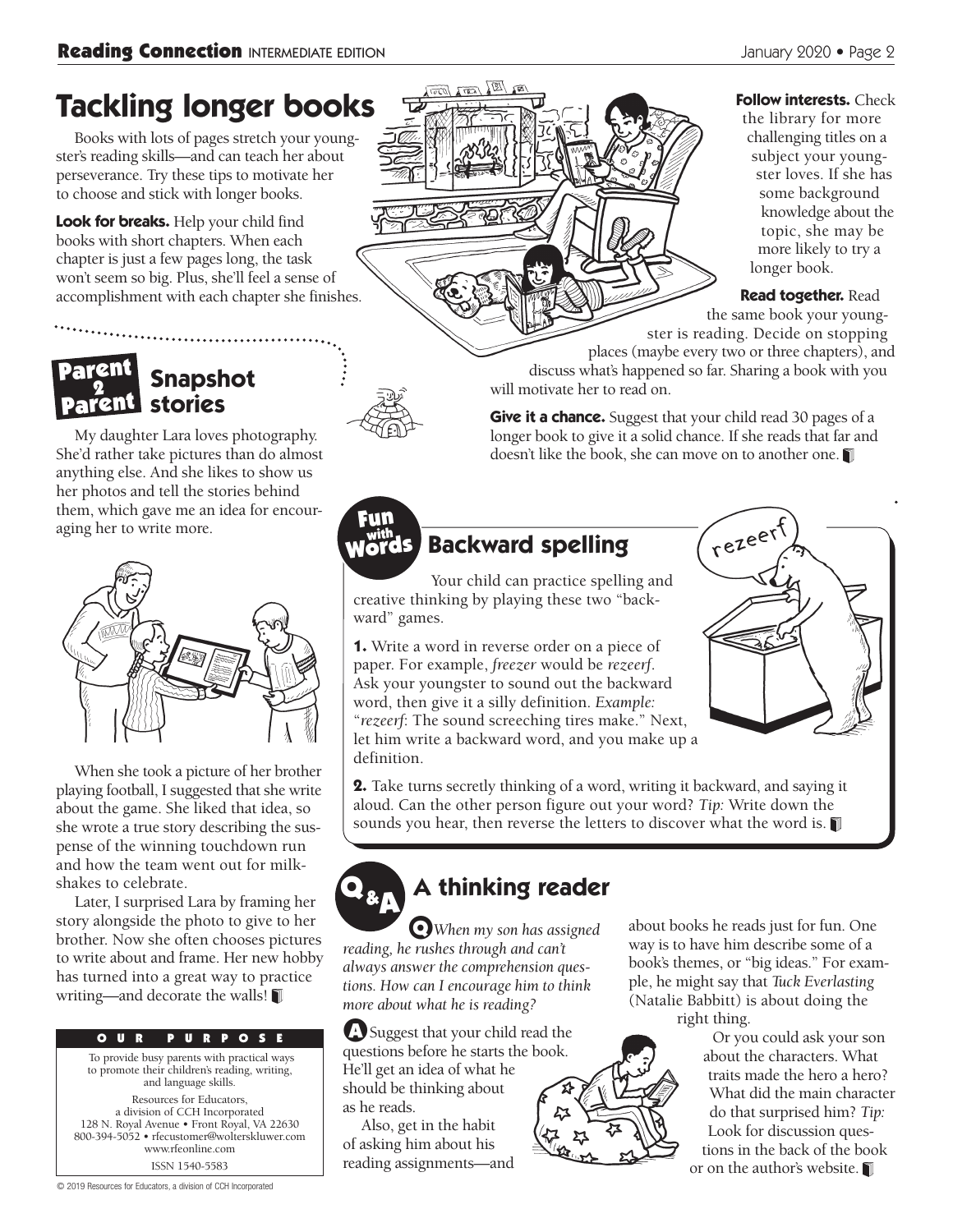# Tackling longer books

Books with lots of pages stretch your youngster's reading skills—and can teach her about perseverance. Try these tips to motivate her to choose and stick with longer books.

**Look for breaks.** Help your child find books with short chapters. When each chapter is just a few pages long, the task won't seem so big. Plus, she'll feel a sense of accomplishment with each chapter she finishes.

**Follow interests.** Check the library for more challenging titles on a subject your youngster loves. If she has some background knowledge about the topic, she may be more likely to try a longer book.

**Read together.** Read the same book your youngster is reading. Decide on stopping places (maybe every two or three chapters), and discuss what's happened so far. Sharing a book with you will motivate her to read on.

**Give it a chance.** Suggest that your child read 30 pages of a longer book to give it a solid chance. If she reads that far and doesn't like the book, she can move on to another one.

## Parent 2 Parent: Snapshot stories

My daughter Lara loves photography. She'd rather take pictures than do almost anything else. And she likes to show us her photos and tell the stories behind them, which gave me an idea for encouraging her to write more.

When she took a picture of her brother playing football, I suggested that she write about the game. She liked that idea, so she wrote a true story describing the suspense of the winning touchdown run and how the team went out for milkshakes to celebrate.

Later, I surprised Lara by framing her story alongside the photo to give to her brother. Now she often chooses pictures to write about and frame. Her new hobby has turned into a great way to practice writing—and decorate the walls!

## Fun with Words: Backward spelling

Your child can practice spelling and creative thinking by playing these two "backward" games.

**1.** Write a word in reverse order on a piece of paper. For example, *freezer* would be *rezeerf*. Ask your youngster to sound out the backward word, then give it a silly definition. *Example:* "*rezeerf*: The sound screeching tires make." Next, let him write a backward word, and you make up a definition.

**2.** Take turns secretly thinking of a word, writing it backward, and saying it aloud. Can the other person figure out your word? *Tip:* Write down the sounds you hear, then reverse the letters to discover what the word is.

## Q&A: A thinking reader

**Q** *When my son has assigned reading, he rushes through and can't always answer the comprehension questions. How can I encourage him to think more about what he is reading?*

**A** Suggest that your child read the questions before he starts the book. He'll get an idea of what he should be thinking about as he reads.

Also, get in the habit of asking him about his reading assignments—and about books he reads just for fun. One way is to have him describe some of a book's themes, or "big ideas." For example, he might say that *Tuck Everlasting* (Natalie Babbitt) is about doing the right thing.

Or you could ask your son about the characters. What traits made the hero a hero? What did the main character do that surprised him? *Tip:* Look for discussion questions in the back of the book or on the author's website.

## OUR PURPOSE

To provide busy parents with practical ways to promote their children's reading, writing, and language skills.

Resources for Educators,
a division of CCH Incorporated
128 N. Royal Avenue • Front Royal, VA 22630
800-394-5052 • rfecustomer@wolterskluwer.com
www.rfeonline.com

ISSN 1540-5583

© 2019 Resources for Educators, a division of CCH Incorporated